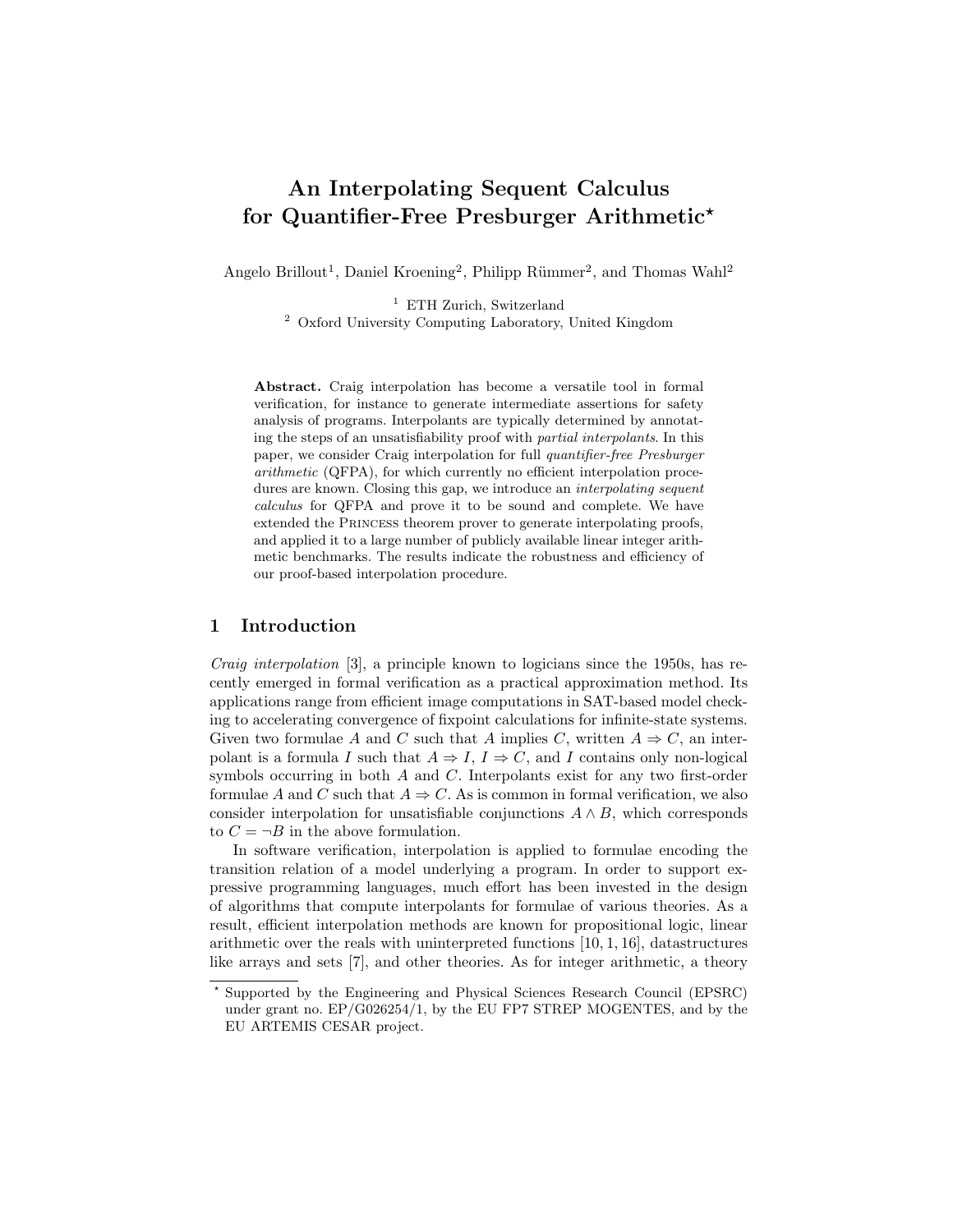# An Interpolating Sequent Calculus for Quantifier-Free Presburger Arithmetic*

Angelo Brillout[1], Daniel Kroening[2], Philipp Rümmer[2], and Thomas Wahl[2]

[1] ETH Zurich, Switzerland
[2] Oxford University Computing Laboratory, United Kingdom

**Abstract.** Craig interpolation has become a versatile tool in formal verification, for instance to generate intermediate assertions for safety analysis of programs. Interpolants are typically determined by annotating the steps of an unsatisfiability proof with *partial interpolants*. In this paper, we consider Craig interpolation for full *quantifier-free Presburger arithmetic* (QFPA), for which currently no efficient interpolation procedures are known. Closing this gap, we introduce an *interpolating sequent calculus* for QFPA and prove it to be sound and complete. We have extended the Princess theorem prover to generate interpolating proofs, and applied it to a large number of publicly available linear integer arithmetic benchmarks. The results indicate the robustness and efficiency of our proof-based interpolation procedure.

## 1 Introduction

*Craig interpolation* [3], a principle known to logicians since the 1950s, has recently emerged in formal verification as a practical approximation method. Its applications range from efficient image computations in SAT-based model checking to accelerating convergence of fixpoint calculations for infinite-state systems. Given two formulae $A$ and $C$ such that $A$ implies $C$, written $A \Rightarrow C$, an interpolant is a formula $I$ such that $A \Rightarrow I$, $I \Rightarrow C$, and $I$ contains only non-logical symbols occurring in both $A$ and $C$. Interpolants exist for any two first-order formulae $A$ and $C$ such that $A \Rightarrow C$. As is common in formal verification, we also consider interpolation for unsatisfiable conjunctions $A \wedge B$, which corresponds to $C = \neg B$ in the above formulation.

In software verification, interpolation is applied to formulae encoding the transition relation of a model underlying a program. In order to support expressive programming languages, much effort has been invested in the design of algorithms that compute interpolants for formulae of various theories. As a result, efficient interpolation methods are known for propositional logic, linear arithmetic over the reals with uninterpreted functions [10, 1, 16], datastructures like arrays and sets [7], and other theories. As for integer arithmetic, a theory

---

* Supported by the Engineering and Physical Sciences Research Council (EPSRC) under grant no. EP/G026254/1, by the EU FP7 STREP MOGENTES, and by the EU ARTEMIS CESAR project.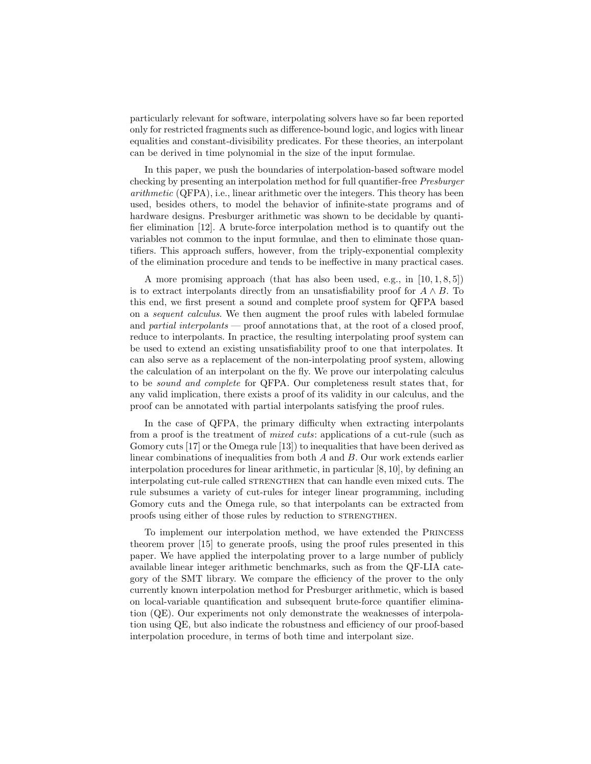particularly relevant for software, interpolating solvers have so far been reported only for restricted fragments such as difference-bound logic, and logics with linear equalities and constant-divisibility predicates. For these theories, an interpolant can be derived in time polynomial in the size of the input formulae.

In this paper, we push the boundaries of interpolation-based software model checking by presenting an interpolation method for full quantifier-free *Presburger arithmetic* (QFPA), i.e., linear arithmetic over the integers. This theory has been used, besides others, to model the behavior of infinite-state programs and of hardware designs. Presburger arithmetic was shown to be decidable by quantifier elimination [12]. A brute-force interpolation method is to quantify out the variables not common to the input formulae, and then to eliminate those quantifiers. This approach suffers, however, from the triply-exponential complexity of the elimination procedure and tends to be ineffective in many practical cases.

A more promising approach (that has also been used, e.g., in [10, 1, 8, 5]) is to extract interpolants directly from an unsatisfiability proof for $A \wedge B$. To this end, we first present a sound and complete proof system for QFPA based on a *sequent calculus*. We then augment the proof rules with labeled formulae and *partial interpolants* — proof annotations that, at the root of a closed proof, reduce to interpolants. In practice, the resulting interpolating proof system can be used to extend an existing unsatisfiability proof to one that interpolates. It can also serve as a replacement of the non-interpolating proof system, allowing the calculation of an interpolant on the fly. We prove our interpolating calculus to be *sound and complete* for QFPA. Our completeness result states that, for any valid implication, there exists a proof of its validity in our calculus, and the proof can be annotated with partial interpolants satisfying the proof rules.

In the case of QFPA, the primary difficulty when extracting interpolants from a proof is the treatment of *mixed cuts*: applications of a cut-rule (such as Gomory cuts [17] or the Omega rule [13]) to inequalities that have been derived as linear combinations of inequalities from both $A$ and $B$. Our work extends earlier interpolation procedures for linear arithmetic, in particular [8, 10], by defining an interpolating cut-rule called STRENGTHEN that can handle even mixed cuts. The rule subsumes a variety of cut-rules for integer linear programming, including Gomory cuts and the Omega rule, so that interpolants can be extracted from proofs using either of those rules by reduction to STRENGTHEN.

To implement our interpolation method, we have extended the PRINCESS theorem prover [15] to generate proofs, using the proof rules presented in this paper. We have applied the interpolating prover to a large number of publicly available linear integer arithmetic benchmarks, such as from the QF-LIA category of the SMT library. We compare the efficiency of the prover to the only currently known interpolation method for Presburger arithmetic, which is based on local-variable quantification and subsequent brute-force quantifier elimination (QE). Our experiments not only demonstrate the weaknesses of interpolation using QE, but also indicate the robustness and efficiency of our proof-based interpolation procedure, in terms of both time and interpolant size.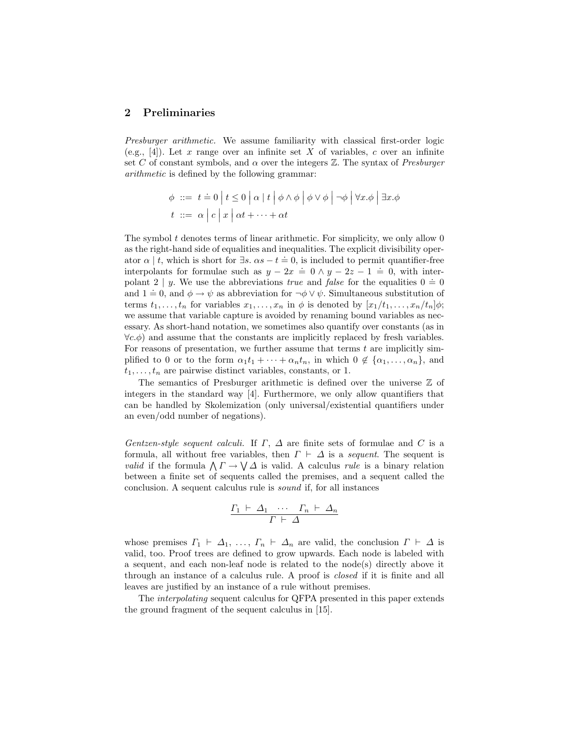## 2 Preliminaries

*Presburger arithmetic.* We assume familiarity with classical first-order logic (e.g., [4]). Let $x$ range over an infinite set $X$ of variables, $c$ over an infinite set $C$ of constant symbols, and $\alpha$ over the integers $\mathbb{Z}$. The syntax of *Presburger arithmetic* is defined by the following grammar:

$$\phi \ ::= \ t \doteq 0 \mid t \leq 0 \mid \alpha \mid t \mid \phi \wedge \phi \mid \phi \vee \phi \mid \neg\phi \mid \forall x.\phi \mid \exists x.\phi$$

$$t \ ::= \ \alpha \mid c \mid x \mid \alpha t + \cdots + \alpha t$$

The symbol $t$ denotes terms of linear arithmetic. For simplicity, we only allow 0 as the right-hand side of equalities and inequalities. The explicit divisibility operator $\alpha \mid t$, which is short for $\exists s.\ \alpha s - t \doteq 0$, is included to permit quantifier-free interpolants for formulae such as $y - 2x \doteq 0 \wedge y - 2z - 1 \doteq 0$, with interpolant $2 \mid y$. We use the abbreviations *true* and *false* for the equalities $0 \doteq 0$ and $1 \doteq 0$, and $\phi \rightarrow \psi$ as abbreviation for $\neg\phi \vee \psi$. Simultaneous substitution of terms $t_1, \ldots, t_n$ for variables $x_1, \ldots, x_n$ in $\phi$ is denoted by $[x_1/t_1, \ldots, x_n/t_n]\phi$; we assume that variable capture is avoided by renaming bound variables as necessary. As short-hand notation, we sometimes also quantify over constants (as in $\forall c.\phi$) and assume that the constants are implicitly replaced by fresh variables. For reasons of presentation, we further assume that terms $t$ are implicitly simplified to 0 or to the form $\alpha_1 t_1 + \cdots + \alpha_n t_n$, in which $0 \notin \{\alpha_1, \ldots, \alpha_n\}$, and $t_1, \ldots, t_n$ are pairwise distinct variables, constants, or 1.

The semantics of Presburger arithmetic is defined over the universe $\mathbb{Z}$ of integers in the standard way [4]. Furthermore, we only allow quantifiers that can be handled by Skolemization (only universal/existential quantifiers under an even/odd number of negations).

*Gentzen-style sequent calculi.* If $\Gamma$, $\Delta$ are finite sets of formulae and $C$ is a formula, all without free variables, then $\Gamma \vdash \Delta$ is a *sequent*. The sequent is *valid* if the formula $\bigwedge \Gamma \rightarrow \bigvee \Delta$ is valid. A calculus *rule* is a binary relation between a finite set of sequents called the premises, and a sequent called the conclusion. A sequent calculus rule is *sound* if, for all instances

$$\frac{\Gamma_1 \ \vdash \ \Delta_1 \quad \cdots \quad \Gamma_n \ \vdash \ \Delta_n}{\Gamma \ \vdash \ \Delta}$$

whose premises $\Gamma_1 \vdash \Delta_1, \ldots, \Gamma_n \vdash \Delta_n$ are valid, the conclusion $\Gamma \vdash \Delta$ is valid, too. Proof trees are defined to grow upwards. Each node is labeled with a sequent, and each non-leaf node is related to the node(s) directly above it through an instance of a calculus rule. A proof is *closed* if it is finite and all leaves are justified by an instance of a rule without premises.

The *interpolating* sequent calculus for QFPA presented in this paper extends the ground fragment of the sequent calculus in [15].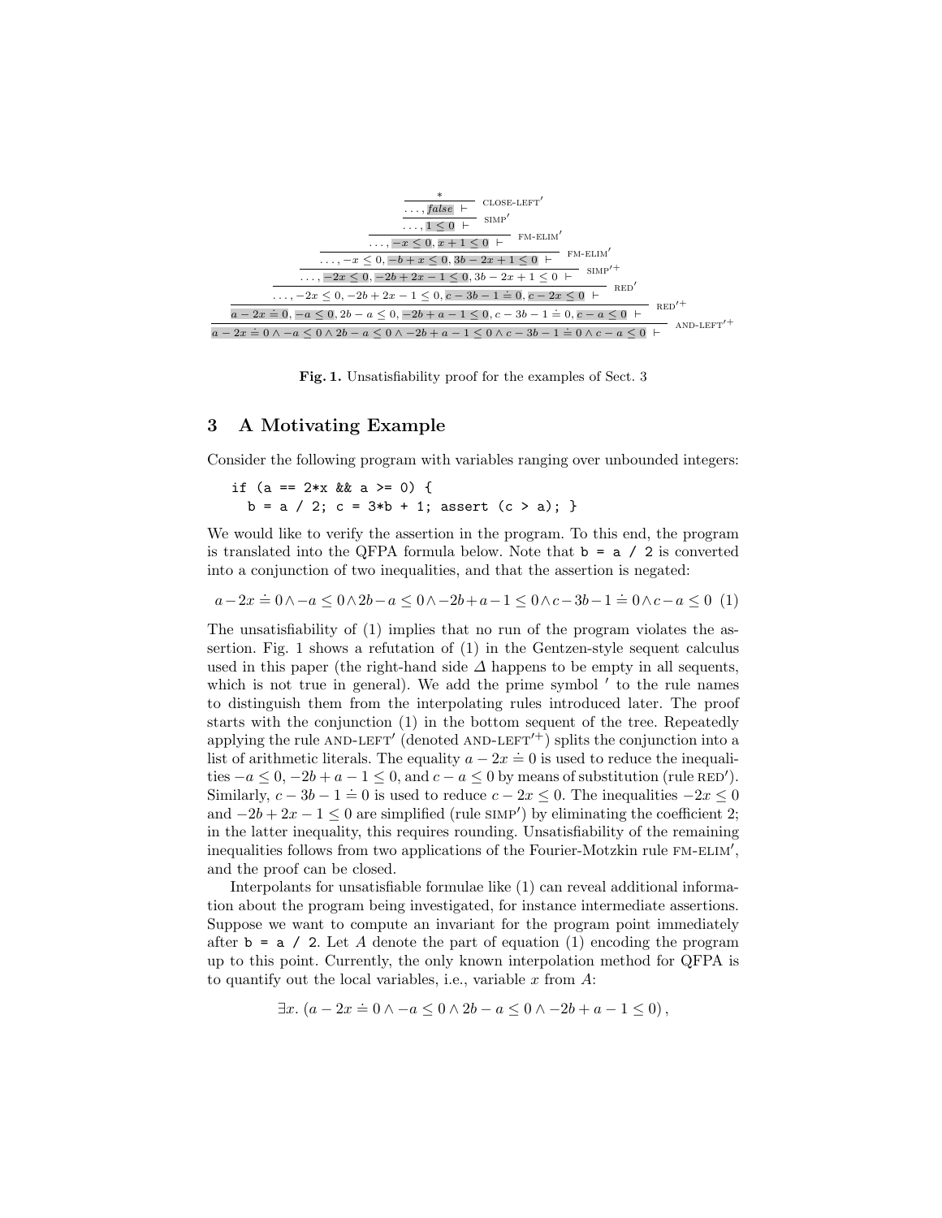$$
\dfrac{\dfrac{\dfrac{\dfrac{\dfrac{\dfrac{\dfrac{\dfrac{*}{\ldots, \mathit{false} \ \vdash} \ \textsc{close-left}'}{\ldots, 1 \leq 0 \ \vdash} \ \textsc{simp}'}{\ldots, -x \leq 0, x+1 \leq 0 \ \vdash} \ \textsc{fm-elim}'}{\ldots, -x \leq 0, -b+x \leq 0, 3b-2x+1 \leq 0 \ \vdash} \ \textsc{fm-elim}'}{\ldots, -2x \leq 0, -2b+2x-1 \leq 0, 3b-2x+1 \leq 0 \ \vdash} \ \textsc{simp}'^{+}}{\ldots, -2x \leq 0, -2b+2x-1 \leq 0, c-3b-1 \doteq 0, c-2x \leq 0 \ \vdash} \ \textsc{red}'}{a-2x \doteq 0, -a \leq 0, 2b-a \leq 0, -2b+a-1 \leq 0, c-3b-1 \doteq 0, c-a \leq 0 \ \vdash} \ \textsc{red}'^{+}}{a-2x \doteq 0 \wedge -a \leq 0 \wedge 2b-a \leq 0 \wedge -2b+a-1 \leq 0 \wedge c-3b-1 \doteq 0 \wedge c-a \leq 0 \ \vdash} \ \textsc{and-left}'^{+}
$$

**Fig. 1.** Unsatisfiability proof for the examples of Sect. 3

## 3 A Motivating Example

Consider the following program with variables ranging over unbounded integers:

```
if (a == 2*x && a >= 0) {
  b = a / 2; c = 3*b + 1; assert (c > a); }
```

We would like to verify the assertion in the program. To this end, the program is translated into the QFPA formula below. Note that `b = a / 2` is converted into a conjunction of two inequalities, and that the assertion is negated:

$$a-2x \doteq 0 \wedge -a \leq 0 \wedge 2b-a \leq 0 \wedge -2b+a-1 \leq 0 \wedge c-3b-1 \doteq 0 \wedge c-a \leq 0 \quad (1)$$

The unsatisfiability of (1) implies that no run of the program violates the assertion. Fig. 1 shows a refutation of (1) in the Gentzen-style sequent calculus used in this paper (the right-hand side $\Delta$ happens to be empty in all sequents, which is not true in general). We add the prime symbol $'$ to the rule names to distinguish them from the interpolating rules introduced later. The proof starts with the conjunction (1) in the bottom sequent of the tree. Repeatedly applying the rule AND-LEFT$'$ (denoted AND-LEFT$'^{+}$) splits the conjunction into a list of arithmetic literals. The equality $a-2x \doteq 0$ is used to reduce the inequalities $-a \leq 0$, $-2b+a-1 \leq 0$, and $c-a \leq 0$ by means of substitution (rule RED$'$). Similarly, $c-3b-1 \doteq 0$ is used to reduce $c-2x \leq 0$. The inequalities $-2x \leq 0$ and $-2b+2x-1 \leq 0$ are simplified (rule SIMP$'$) by eliminating the coefficient 2; in the latter inequality, this requires rounding. Unsatisfiability of the remaining inequalities follows from two applications of the Fourier-Motzkin rule FM-ELIM$'$, and the proof can be closed.

Interpolants for unsatisfiable formulae like (1) can reveal additional information about the program being investigated, for instance intermediate assertions. Suppose we want to compute an invariant for the program point immediately after `b = a / 2`. Let $A$ denote the part of equation (1) encoding the program up to this point. Currently, the only known interpolation method for QFPA is to quantify out the local variables, i.e., variable $x$ from $A$:

$$\exists x. \, (a-2x \doteq 0 \wedge -a \leq 0 \wedge 2b-a \leq 0 \wedge -2b+a-1 \leq 0),$$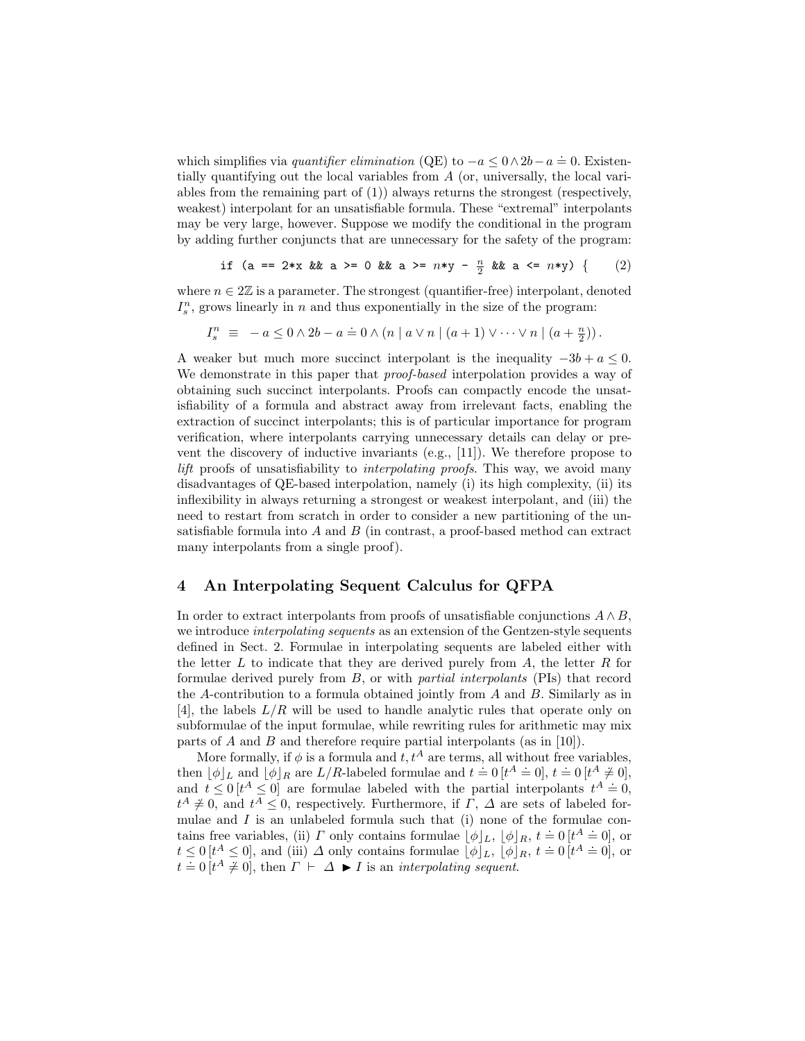which simplifies via *quantifier elimination* (QE) to $-a \leq 0 \wedge 2b - a \doteq 0$. Existentially quantifying out the local variables from $A$ (or, universally, the local variables from the remaining part of (1)) always returns the strongest (respectively, weakest) interpolant for an unsatisfiable formula. These "extremal" interpolants may be very large, however. Suppose we modify the conditional in the program by adding further conjuncts that are unnecessary for the safety of the program:

$$\texttt{if (a == 2*x \&\& a >= 0 \&\& a >= } n\texttt{*y - } \tfrac{n}{2} \texttt{ \&\& a <= } n\texttt{*y) \{} \tag{2}$$

where $n \in 2\mathbb{Z}$ is a parameter. The strongest (quantifier-free) interpolant, denoted $I_s^n$, grows linearly in $n$ and thus exponentially in the size of the program:

$$I_s^n \;\equiv\; -a \leq 0 \wedge 2b - a \doteq 0 \wedge (n \mid a \vee n \mid (a+1) \vee \cdots \vee n \mid (a + \tfrac{n}{2}))\,.$$

A weaker but much more succinct interpolant is the inequality $-3b + a \leq 0$. We demonstrate in this paper that *proof-based* interpolation provides a way of obtaining such succinct interpolants. Proofs can compactly encode the unsatisfiability of a formula and abstract away from irrelevant facts, enabling the extraction of succinct interpolants; this is of particular importance for program verification, where interpolants carrying unnecessary details can delay or prevent the discovery of inductive invariants (e.g., [11]). We therefore propose to *lift* proofs of unsatisfiability to *interpolating proofs*. This way, we avoid many disadvantages of QE-based interpolation, namely (i) its high complexity, (ii) its inflexibility in always returning a strongest or weakest interpolant, and (iii) the need to restart from scratch in order to consider a new partitioning of the unsatisfiable formula into $A$ and $B$ (in contrast, a proof-based method can extract many interpolants from a single proof).

## 4 An Interpolating Sequent Calculus for QFPA

In order to extract interpolants from proofs of unsatisfiable conjunctions $A \wedge B$, we introduce *interpolating sequents* as an extension of the Gentzen-style sequents defined in Sect. 2. Formulae in interpolating sequents are labeled either with the letter $L$ to indicate that they are derived purely from $A$, the letter $R$ for formulae derived purely from $B$, or with *partial interpolants* (PIs) that record the $A$-contribution to a formula obtained jointly from $A$ and $B$. Similarly as in [4], the labels $L/R$ will be used to handle analytic rules that operate only on subformulae of the input formulae, while rewriting rules for arithmetic may mix parts of $A$ and $B$ and therefore require partial interpolants (as in [10]).

More formally, if $\phi$ is a formula and $t, t^A$ are terms, all without free variables, then $\lfloor \phi \rfloor_L$ and $\lfloor \phi \rfloor_R$ are $L/R$-labeled formulae and $t \doteq 0\,[t^A \doteq 0]$, $t \doteq 0\,[t^A \not\doteq 0]$, and $t \leq 0\,[t^A \leq 0]$ are formulae labeled with the partial interpolants $t^A \doteq 0$, $t^A \not\doteq 0$, and $t^A \leq 0$, respectively. Furthermore, if $\Gamma$, $\Delta$ are sets of labeled formulae and $I$ is an unlabeled formula such that (i) none of the formulae contains free variables, (ii) $\Gamma$ only contains formulae $\lfloor \phi \rfloor_L$, $\lfloor \phi \rfloor_R$, $t \doteq 0\,[t^A \doteq 0]$, or $t \leq 0\,[t^A \leq 0]$, and (iii) $\Delta$ only contains formulae $\lfloor \phi \rfloor_L$, $\lfloor \phi \rfloor_R$, $t \doteq 0\,[t^A \doteq 0]$, or $t \doteq 0\,[t^A \not\doteq 0]$, then $\Gamma \vdash \Delta \blacktriangleright I$ is an *interpolating sequent*.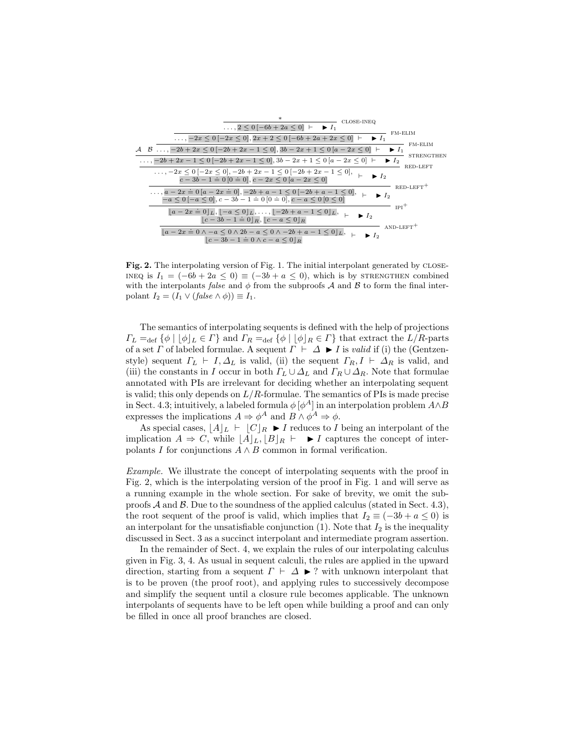$$
\dfrac{\dfrac{\dfrac{\dfrac{\dfrac{\dfrac{\dfrac{\dfrac{*}{\ldots, 2 \leq 0\,[-6b+2a \leq 0] \;\vdash\; \blacktriangleright I_1}\;\textsc{close-ineq}}{\ldots, -2x \leq 0\,[-2x \leq 0], 2x+2 \leq 0\,[-6b+2a+2x \leq 0] \;\vdash\; \blacktriangleright I_1}\;\textsc{fm-elim}}{\ldots, -2b+2x \leq 0\,[-2b+2x-1 \leq 0], 3b-2x+1 \leq 0\,[a-2x \leq 0] \;\vdash\; \blacktriangleright I_1}\;\textsc{fm-elim}}{\mathcal{A}\quad \mathcal{B}\quad \ldots, -2b+2x-1 \leq 0\,[-2b+2x-1 \leq 0], 3b-2x+1 \leq 0\,[a-2x \leq 0] \;\vdash\; \blacktriangleright I_2}\;\textsc{strengthen}}{\begin{array}{c}\ldots, -2x \leq 0\,[-2x \leq 0], -2b+2x-1 \leq 0\,[-2b+2x-1 \leq 0],\\ c-3b-1 \doteq 0\,[0 \doteq 0], c-2x \leq 0\,[a-2x \leq 0]\end{array} \;\vdash\; \blacktriangleright I_2}\;\textsc{red-left}}{\begin{array}{c}\ldots, a-2x \doteq 0\,[a-2x \doteq 0], -2b+a-1 \leq 0\,[-2b+a-1 \leq 0],\\ -a \leq 0\,[-a \leq 0], c-3b-1 \doteq 0\,[0 \doteq 0], c-a \leq 0\,[0 \leq 0]\end{array} \;\vdash\; \blacktriangleright I_2}\;\textsc{red-left}^+}{\begin{array}{c}\lfloor a-2x \doteq 0\rfloor_L, \lfloor -a \leq 0\rfloor_L, \ldots, \lfloor -2b+a-1 \leq 0\rfloor_L,\\ \lfloor c-3b-1 \doteq 0\rfloor_R, \lfloor c-a \leq 0\rfloor_R\end{array} \;\vdash\; \blacktriangleright I_2}\;\textsc{ipi}^+}{\begin{array}{c}\lfloor a-2x \doteq 0 \wedge -a \leq 0 \wedge 2b-a \leq 0 \wedge -2b+a-1 \leq 0\rfloor_L,\\ \lfloor c-3b-1 \doteq 0 \wedge c-a \leq 0\rfloor_R\end{array} \;\vdash\; \blacktriangleright I_2}\;\textsc{and-left}^+
$$

**Fig. 2.** The interpolating version of Fig. 1. The initial interpolant generated by close-ineq is $I_1 = (-6b + 2a \leq 0) \equiv (-3b + a \leq 0)$, which is by strengthen combined with the interpolants *false* and $\phi$ from the subproofs $\mathcal{A}$ and $\mathcal{B}$ to form the final interpolant $I_2 = (I_1 \vee (\mathit{false} \wedge \phi)) \equiv I_1$.

The semantics of interpolating sequents is defined with the help of projections $\Gamma_L =_{\text{def}} \{\phi \mid \lfloor\phi\rfloor_L \in \Gamma\}$ and $\Gamma_R =_{\text{def}} \{\phi \mid \lfloor\phi\rfloor_R \in \Gamma\}$ that extract the $L/R$-parts of a set $\Gamma$ of labeled formulae. A sequent $\Gamma \vdash \Delta \blacktriangleright I$ is *valid* if (i) the (Gentzen-style) sequent $\Gamma_L \vdash I, \Delta_L$ is valid, (ii) the sequent $\Gamma_R, I \vdash \Delta_R$ is valid, and (iii) the constants in $I$ occur in both $\Gamma_L \cup \Delta_L$ and $\Gamma_R \cup \Delta_R$. Note that formulae annotated with PIs are irrelevant for deciding whether an interpolating sequent is valid; this only depends on $L/R$-formulae. The semantics of PIs is made precise in Sect. 4.3; intuitively, a labeled formula $\phi\,[\phi^A]$ in an interpolation problem $A \wedge B$ expresses the implications $A \Rightarrow \phi^A$ and $B \wedge \phi^A \Rightarrow \phi$.

As special cases, $\lfloor A\rfloor_L \vdash \lfloor C\rfloor_R \blacktriangleright I$ reduces to $I$ being an interpolant of the implication $A \Rightarrow C$, while $\lfloor A\rfloor_L, \lfloor B\rfloor_R \vdash \blacktriangleright I$ captures the concept of interpolants $I$ for conjunctions $A \wedge B$ common in formal verification.

*Example.* We illustrate the concept of interpolating sequents with the proof in Fig. 2, which is the interpolating version of the proof in Fig. 1 and will serve as a running example in the whole section. For sake of brevity, we omit the subproofs $\mathcal{A}$ and $\mathcal{B}$. Due to the soundness of the applied calculus (stated in Sect. 4.3), the root sequent of the proof is valid, which implies that $I_2 \equiv (-3b + a \leq 0)$ is an interpolant for the unsatisfiable conjunction (1). Note that $I_2$ is the inequality discussed in Sect. 3 as a succinct interpolant and intermediate program assertion.

In the remainder of Sect. 4, we explain the rules of our interpolating calculus given in Fig. 3, 4. As usual in sequent calculi, the rules are applied in the upward direction, starting from a sequent $\Gamma \vdash \Delta \blacktriangleright ?$ with unknown interpolant that is to be proven (the proof root), and applying rules to successively decompose and simplify the sequent until a closure rule becomes applicable. The unknown interpolants of sequents have to be left open while building a proof and can only be filled in once all proof branches are closed.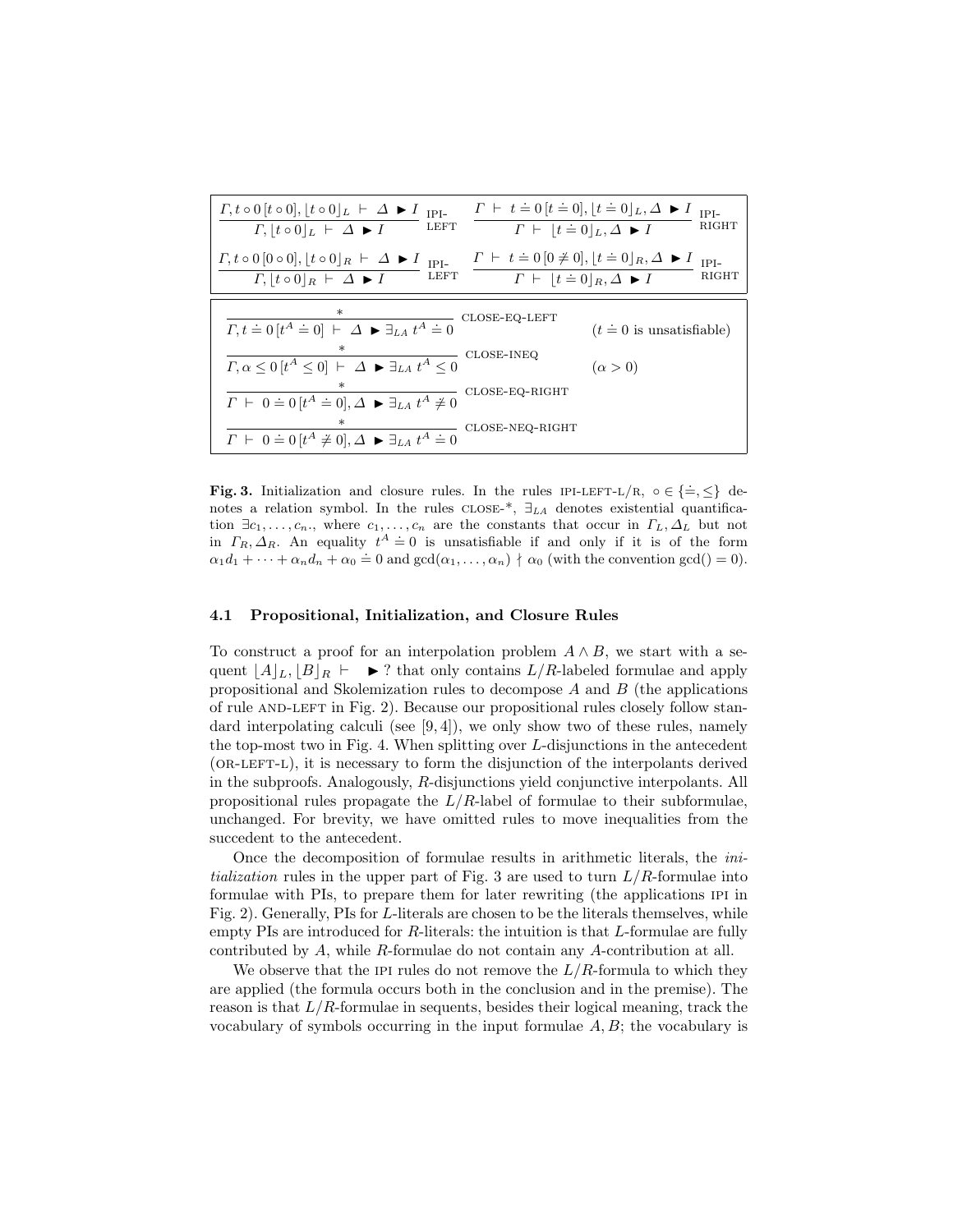$$\frac{\Gamma, t \circ 0\,[t \circ 0], \lfloor t \circ 0 \rfloor_L \;\vdash\; \Delta \;\blacktriangleright I}{\Gamma, \lfloor t \circ 0 \rfloor_L \;\vdash\; \Delta \;\blacktriangleright I} \text{ IPI-LEFT} \qquad \frac{\Gamma \;\vdash\; t \doteq 0\,[t \doteq 0], \lfloor t \doteq 0 \rfloor_L, \Delta \;\blacktriangleright I}{\Gamma \;\vdash\; \lfloor t \doteq 0 \rfloor_L, \Delta \;\blacktriangleright I} \text{ IPI-RIGHT}$$

$$\frac{\Gamma, t \circ 0\,[0 \circ 0], \lfloor t \circ 0 \rfloor_R \;\vdash\; \Delta \;\blacktriangleright I}{\Gamma, \lfloor t \circ 0 \rfloor_R \;\vdash\; \Delta \;\blacktriangleright I} \text{ IPI-LEFT} \qquad \frac{\Gamma \;\vdash\; t \doteq 0\,[0 \not\doteq 0], \lfloor t \doteq 0 \rfloor_R, \Delta \;\blacktriangleright I}{\Gamma \;\vdash\; \lfloor t \doteq 0 \rfloor_R, \Delta \;\blacktriangleright I} \text{ IPI-RIGHT}$$

$$\frac{*}{\Gamma, t \doteq 0\,[t^A \doteq 0] \;\vdash\; \Delta \;\blacktriangleright \exists_{LA}\; t^A \doteq 0} \text{ CLOSE-EQ-LEFT} \qquad (t \doteq 0 \text{ is unsatisfiable})$$

$$\frac{*}{\Gamma, \alpha \leq 0\,[t^A \leq 0] \;\vdash\; \Delta \;\blacktriangleright \exists_{LA}\; t^A \leq 0} \text{ CLOSE-INEQ} \qquad (\alpha > 0)$$

$$\frac{*}{\Gamma \;\vdash\; 0 \doteq 0\,[t^A \doteq 0], \Delta \;\blacktriangleright \exists_{LA}\; t^A \not\doteq 0} \text{ CLOSE-EQ-RIGHT}$$

$$\frac{*}{\Gamma \;\vdash\; 0 \doteq 0\,[t^A \not\doteq 0], \Delta \;\blacktriangleright \exists_{LA}\; t^A \doteq 0} \text{ CLOSE-NEQ-RIGHT}$$

**Fig. 3.** Initialization and closure rules. In the rules IPI-LEFT-L/R, $\circ \in \{\doteq, \leq\}$ denotes a relation symbol. In the rules CLOSE-*, $\exists_{LA}$ denotes existential quantification $\exists c_1, \ldots, c_n$, where $c_1, \ldots, c_n$ are the constants that occur in $\Gamma_L, \Delta_L$ but not in $\Gamma_R, \Delta_R$. An equality $t^A \doteq 0$ is unsatisfiable if and only if it is of the form $\alpha_1 d_1 + \cdots + \alpha_n d_n + \alpha_0 \doteq 0$ and $\gcd(\alpha_1, \ldots, \alpha_n) \nmid \alpha_0$ (with the convention $\gcd() = 0$).

### 4.1 Propositional, Initialization, and Closure Rules

To construct a proof for an interpolation problem $A \wedge B$, we start with a sequent $\lfloor A \rfloor_L, \lfloor B \rfloor_R \vdash \;\blacktriangleright ?$ that only contains $L/R$-labeled formulae and apply propositional and Skolemization rules to decompose $A$ and $B$ (the applications of rule AND-LEFT in Fig. 2). Because our propositional rules closely follow standard interpolating calculi (see [9, 4]), we only show two of these rules, namely the top-most two in Fig. 4. When splitting over $L$-disjunctions in the antecedent (OR-LEFT-L), it is necessary to form the disjunction of the interpolants derived in the subproofs. Analogously, $R$-disjunctions yield conjunctive interpolants. All propositional rules propagate the $L/R$-label of formulae to their subformulae, unchanged. For brevity, we have omitted rules to move inequalities from the succedent to the antecedent.

Once the decomposition of formulae results in arithmetic literals, the *initialization* rules in the upper part of Fig. 3 are used to turn $L/R$-formulae into formulae with PIs, to prepare them for later rewriting (the applications IPI in Fig. 2). Generally, PIs for $L$-literals are chosen to be the literals themselves, while empty PIs are introduced for $R$-literals: the intuition is that $L$-formulae are fully contributed by $A$, while $R$-formulae do not contain any $A$-contribution at all.

We observe that the IPI rules do not remove the $L/R$-formula to which they are applied (the formula occurs both in the conclusion and in the premise). The reason is that $L/R$-formulae in sequents, besides their logical meaning, track the vocabulary of symbols occurring in the input formulae $A, B$; the vocabulary is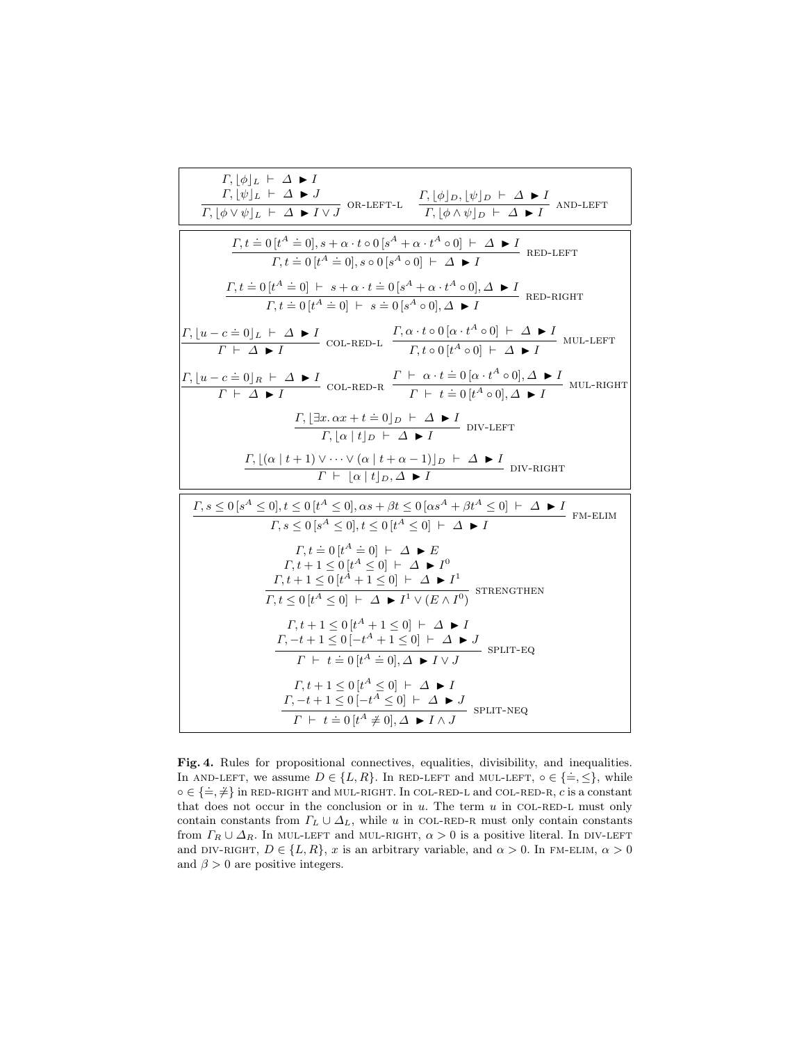$$\frac{\Gamma, \lfloor \phi \rfloor_L \vdash \Delta \blacktriangleright I \qquad \Gamma, \lfloor \psi \rfloor_L \vdash \Delta \blacktriangleright J}{\Gamma, \lfloor \phi \vee \psi \rfloor_L \vdash \Delta \blacktriangleright I \vee J} \text{ OR-LEFT-L} \qquad \frac{\Gamma, \lfloor \phi \rfloor_D, \lfloor \psi \rfloor_D \vdash \Delta \blacktriangleright I}{\Gamma, \lfloor \phi \wedge \psi \rfloor_D \vdash \Delta \blacktriangleright I} \text{ AND-LEFT}$$

$$\frac{\Gamma, t \doteq 0\, [t^A \doteq 0], s + \alpha \cdot t \circ 0\, [s^A + \alpha \cdot t^A \circ 0] \vdash \Delta \blacktriangleright I}{\Gamma, t \doteq 0\, [t^A \doteq 0], s \circ 0\, [s^A \circ 0] \vdash \Delta \blacktriangleright I} \text{ RED-LEFT}$$

$$\frac{\Gamma, t \doteq 0\, [t^A \doteq 0] \vdash s + \alpha \cdot t \doteq 0\, [s^A + \alpha \cdot t^A \circ 0], \Delta \blacktriangleright I}{\Gamma, t \doteq 0\, [t^A \doteq 0] \vdash s \doteq 0\, [s^A \circ 0], \Delta \blacktriangleright I} \text{ RED-RIGHT}$$

$$\frac{\Gamma, \lfloor u - c \doteq 0 \rfloor_L \vdash \Delta \blacktriangleright I}{\Gamma \vdash \Delta \blacktriangleright I} \text{ COL-RED-L} \qquad \frac{\Gamma, \alpha \cdot t \circ 0\, [\alpha \cdot t^A \circ 0] \vdash \Delta \blacktriangleright I}{\Gamma, t \circ 0\, [t^A \circ 0] \vdash \Delta \blacktriangleright I} \text{ MUL-LEFT}$$

$$\frac{\Gamma, \lfloor u - c \doteq 0 \rfloor_R \vdash \Delta \blacktriangleright I}{\Gamma \vdash \Delta \blacktriangleright I} \text{ COL-RED-R} \qquad \frac{\Gamma \vdash \alpha \cdot t \doteq 0\, [\alpha \cdot t^A \circ 0], \Delta \blacktriangleright I}{\Gamma \vdash t \doteq 0\, [t^A \circ 0], \Delta \blacktriangleright I} \text{ MUL-RIGHT}$$

$$\frac{\Gamma, \lfloor \exists x.\, \alpha x + t \doteq 0 \rfloor_D \vdash \Delta \blacktriangleright I}{\Gamma, \lfloor \alpha \mid t \rfloor_D \vdash \Delta \blacktriangleright I} \text{ DIV-LEFT}$$

$$\frac{\Gamma, \lfloor (\alpha \mid t + 1) \vee \cdots \vee (\alpha \mid t + \alpha - 1) \rfloor_D \vdash \Delta \blacktriangleright I}{\Gamma \vdash \lfloor \alpha \mid t \rfloor_D, \Delta \blacktriangleright I} \text{ DIV-RIGHT}$$

$$\frac{\Gamma, s \leq 0\, [s^A \leq 0], t \leq 0\, [t^A \leq 0], \alpha s + \beta t \leq 0\, [\alpha s^A + \beta t^A \leq 0] \vdash \Delta \blacktriangleright I}{\Gamma, s \leq 0\, [s^A \leq 0], t \leq 0\, [t^A \leq 0] \vdash \Delta \blacktriangleright I} \text{ FM-ELIM}$$

$$\frac{\Gamma, t \doteq 0\, [t^A \doteq 0] \vdash \Delta \blacktriangleright E \qquad \Gamma, t + 1 \leq 0\, [t^A \leq 0] \vdash \Delta \blacktriangleright I^0 \qquad \Gamma, t + 1 \leq 0\, [t^A + 1 \leq 0] \vdash \Delta \blacktriangleright I^1}{\Gamma, t \leq 0\, [t^A \leq 0] \vdash \Delta \blacktriangleright I^1 \vee (E \wedge I^0)} \text{ STRENGTHEN}$$

$$\frac{\Gamma, t + 1 \leq 0\, [t^A + 1 \leq 0] \vdash \Delta \blacktriangleright I \qquad \Gamma, -t + 1 \leq 0\, [-t^A + 1 \leq 0] \vdash \Delta \blacktriangleright J}{\Gamma \vdash t \doteq 0\, [t^A \doteq 0], \Delta \blacktriangleright I \vee J} \text{ SPLIT-EQ}$$

$$\frac{\Gamma, t + 1 \leq 0\, [t^A \leq 0] \vdash \Delta \blacktriangleright I \qquad \Gamma, -t + 1 \leq 0\, [-t^A \leq 0] \vdash \Delta \blacktriangleright J}{\Gamma \vdash t \doteq 0\, [t^A \not\doteq 0], \Delta \blacktriangleright I \wedge J} \text{ SPLIT-NEQ}$$

**Fig. 4.** Rules for propositional connectives, equalities, divisibility, and inequalities. In AND-LEFT, we assume $D \in \{L, R\}$. In RED-LEFT and MUL-LEFT, $\circ \in \{\doteq, \leq\}$, while $\circ \in \{\doteq, \not\doteq\}$ in RED-RIGHT and MUL-RIGHT. In COL-RED-L and COL-RED-R, $c$ is a constant that does not occur in the conclusion or in $u$. The term $u$ in COL-RED-L must only contain constants from $\Gamma_L \cup \Delta_L$, while $u$ in COL-RED-R must only contain constants from $\Gamma_R \cup \Delta_R$. In MUL-LEFT and MUL-RIGHT, $\alpha > 0$ is a positive literal. In DIV-LEFT and DIV-RIGHT, $D \in \{L, R\}$, $x$ is an arbitrary variable, and $\alpha > 0$. In FM-ELIM, $\alpha > 0$ and $\beta > 0$ are positive integers.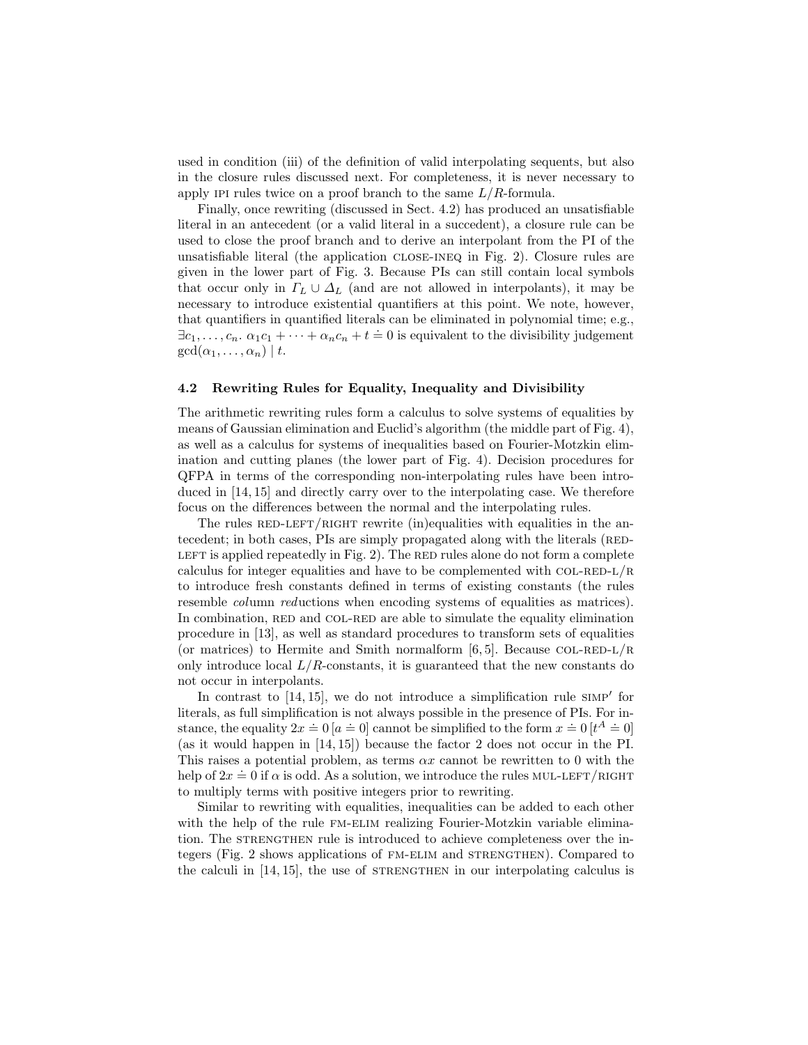used in condition (iii) of the definition of valid interpolating sequents, but also in the closure rules discussed next. For completeness, it is never necessary to apply IPI rules twice on a proof branch to the same $L/R$-formula.

Finally, once rewriting (discussed in Sect. 4.2) has produced an unsatisfiable literal in an antecedent (or a valid literal in a succedent), a closure rule can be used to close the proof branch and to derive an interpolant from the PI of the unsatisfiable literal (the application CLOSE-INEQ in Fig. 2). Closure rules are given in the lower part of Fig. 3. Because PIs can still contain local symbols that occur only in $\Gamma_L \cup \Delta_L$ (and are not allowed in interpolants), it may be necessary to introduce existential quantifiers at this point. We note, however, that quantifiers in quantified literals can be eliminated in polynomial time; e.g., $\exists c_1, \ldots, c_n.\ \alpha_1 c_1 + \cdots + \alpha_n c_n + t \doteq 0$ is equivalent to the divisibility judgement $\gcd(\alpha_1, \ldots, \alpha_n) \mid t$.

### 4.2 Rewriting Rules for Equality, Inequality and Divisibility

The arithmetic rewriting rules form a calculus to solve systems of equalities by means of Gaussian elimination and Euclid's algorithm (the middle part of Fig. 4), as well as a calculus for systems of inequalities based on Fourier-Motzkin elimination and cutting planes (the lower part of Fig. 4). Decision procedures for QFPA in terms of the corresponding non-interpolating rules have been introduced in [14, 15] and directly carry over to the interpolating case. We therefore focus on the differences between the normal and the interpolating rules.

The rules RED-LEFT/RIGHT rewrite (in)equalities with equalities in the antecedent; in both cases, PIs are simply propagated along with the literals (RED-LEFT is applied repeatedly in Fig. 2). The RED rules alone do not form a complete calculus for integer equalities and have to be complemented with COL-RED-L/R to introduce fresh constants defined in terms of existing constants (the rules resemble *col*umn *red*uctions when encoding systems of equalities as matrices). In combination, RED and COL-RED are able to simulate the equality elimination procedure in [13], as well as standard procedures to transform sets of equalities (or matrices) to Hermite and Smith normalform [6, 5]. Because COL-RED-L/R only introduce local $L/R$-constants, it is guaranteed that the new constants do not occur in interpolants.

In contrast to [14, 15], we do not introduce a simplification rule SIMP$'$ for literals, as full simplification is not always possible in the presence of PIs. For instance, the equality $2x \doteq 0\,[a \doteq 0]$ cannot be simplified to the form $x \doteq 0\,[t^A \doteq 0]$ (as it would happen in [14, 15]) because the factor 2 does not occur in the PI. This raises a potential problem, as terms $\alpha x$ cannot be rewritten to 0 with the help of $2x \doteq 0$ if $\alpha$ is odd. As a solution, we introduce the rules MUL-LEFT/RIGHT to multiply terms with positive integers prior to rewriting.

Similar to rewriting with equalities, inequalities can be added to each other with the help of the rule FM-ELIM realizing Fourier-Motzkin variable elimination. The STRENGTHEN rule is introduced to achieve completeness over the integers (Fig. 2 shows applications of FM-ELIM and STRENGTHEN). Compared to the calculi in [14, 15], the use of STRENGTHEN in our interpolating calculus is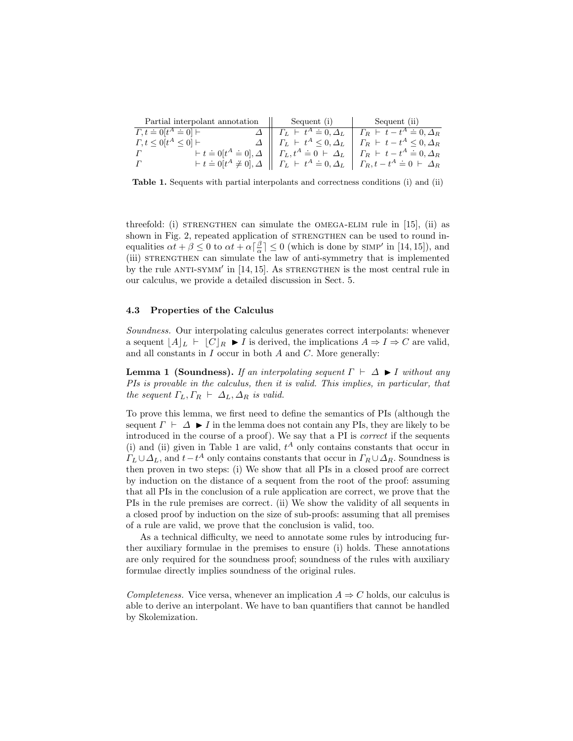| Partial interpolant annotation | Sequent (i) | Sequent (ii) |
|---|---|---|
| $\Gamma, t \doteq 0[t^A \doteq 0] \vdash \quad \Delta$ | $\Gamma_L \vdash t^A \doteq 0, \Delta_L$ | $\Gamma_R \vdash t - t^A \doteq 0, \Delta_R$ |
| $\Gamma, t \leq 0[t^A \leq 0] \vdash \quad \Delta$ | $\Gamma_L \vdash t^A \leq 0, \Delta_L$ | $\Gamma_R \vdash t - t^A \leq 0, \Delta_R$ |
| $\Gamma \quad \vdash t \doteq 0[t^A \doteq 0], \Delta$ | $\Gamma_L, t^A \doteq 0 \vdash \Delta_L$ | $\Gamma_R \vdash t - t^A \doteq 0, \Delta_R$ |
| $\Gamma \quad \vdash t \doteq 0[t^A \not\doteq 0], \Delta$ | $\Gamma_L \vdash t^A \doteq 0, \Delta_L$ | $\Gamma_R, t - t^A \doteq 0 \vdash \Delta_R$ |

**Table 1.** Sequents with partial interpolants and correctness conditions (i) and (ii)

threefold: (i) STRENGTHEN can simulate the OMEGA-ELIM rule in [15], (ii) as shown in Fig. 2, repeated application of STRENGTHEN can be used to round inequalities $\alpha t + \beta \leq 0$ to $\alpha t + \alpha\lceil\frac{\beta}{\alpha}\rceil \leq 0$ (which is done by SIMP′ in [14, 15]), and (iii) STRENGTHEN can simulate the law of anti-symmetry that is implemented by the rule ANTI-SYMM′ in [14, 15]. As STRENGTHEN is the most central rule in our calculus, we provide a detailed discussion in Sect. 5.

### 4.3 Properties of the Calculus

*Soundness.* Our interpolating calculus generates correct interpolants: whenever a sequent $\lfloor A \rfloor_L \vdash \lfloor C \rfloor_R \blacktriangleright I$ is derived, the implications $A \Rightarrow I \Rightarrow C$ are valid, and all constants in $I$ occur in both $A$ and $C$. More generally:

**Lemma 1 (Soundness).** *If an interpolating sequent $\Gamma \vdash \Delta \blacktriangleright I$ without any PIs is provable in the calculus, then it is valid. This implies, in particular, that the sequent $\Gamma_L, \Gamma_R \vdash \Delta_L, \Delta_R$ is valid.*

To prove this lemma, we first need to define the semantics of PIs (although the sequent $\Gamma \vdash \Delta \blacktriangleright I$ in the lemma does not contain any PIs, they are likely to be introduced in the course of a proof). We say that a PI is *correct* if the sequents (i) and (ii) given in Table 1 are valid, $t^A$ only contains constants that occur in $\Gamma_L \cup \Delta_L$, and $t - t^A$ only contains constants that occur in $\Gamma_R \cup \Delta_R$. Soundness is then proven in two steps: (i) We show that all PIs in a closed proof are correct by induction on the distance of a sequent from the root of the proof: assuming that all PIs in the conclusion of a rule application are correct, we prove that the PIs in the rule premises are correct. (ii) We show the validity of all sequents in a closed proof by induction on the size of sub-proofs: assuming that all premises of a rule are valid, we prove that the conclusion is valid, too.

As a technical difficulty, we need to annotate some rules by introducing further auxiliary formulae in the premises to ensure (i) holds. These annotations are only required for the soundness proof; soundness of the rules with auxiliary formulae directly implies soundness of the original rules.

*Completeness.* Vice versa, whenever an implication $A \Rightarrow C$ holds, our calculus is able to derive an interpolant. We have to ban quantifiers that cannot be handled by Skolemization.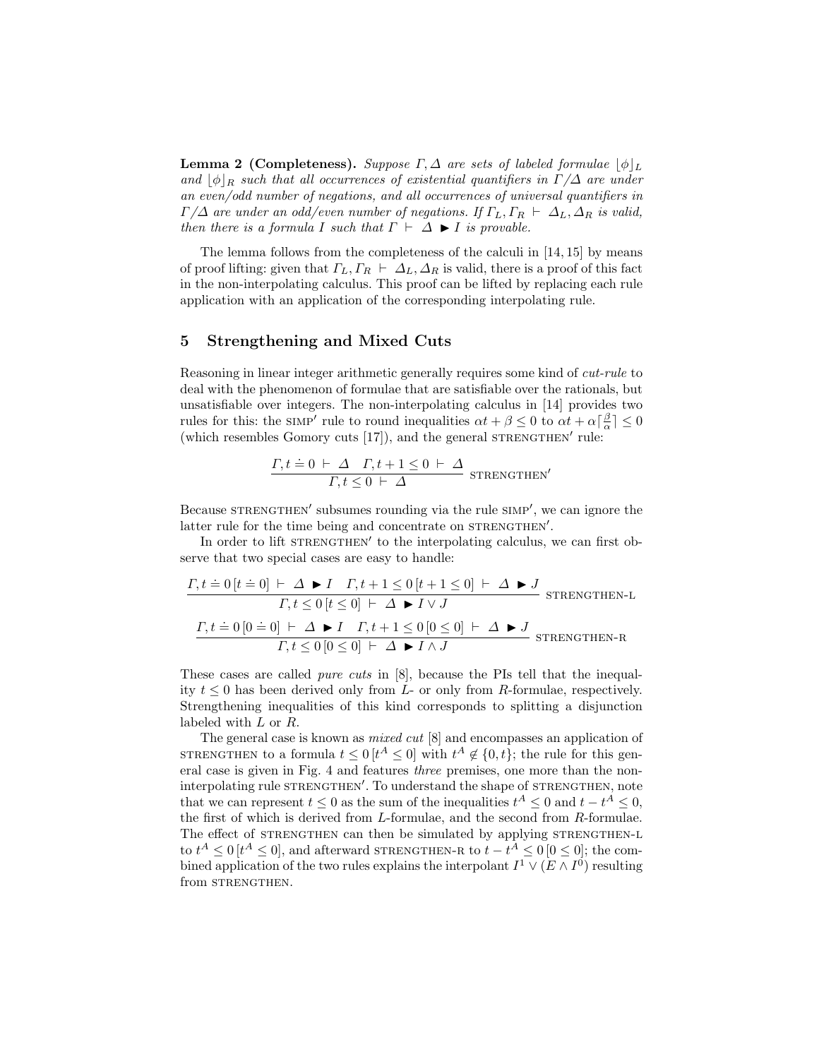**Lemma 2 (Completeness).** *Suppose $\Gamma, \Delta$ are sets of labeled formulae $\lfloor\phi\rfloor_L$ and $\lfloor\phi\rfloor_R$ such that all occurrences of existential quantifiers in $\Gamma/\Delta$ are under an even/odd number of negations, and all occurrences of universal quantifiers in $\Gamma/\Delta$ are under an odd/even number of negations. If $\Gamma_L, \Gamma_R \vdash \Delta_L, \Delta_R$ is valid, then there is a formula $I$ such that $\Gamma \vdash \Delta \blacktriangleright I$ is provable.*

The lemma follows from the completeness of the calculi in [14, 15] by means of proof lifting: given that $\Gamma_L, \Gamma_R \vdash \Delta_L, \Delta_R$ is valid, there is a proof of this fact in the non-interpolating calculus. This proof can be lifted by replacing each rule application with an application of the corresponding interpolating rule.

## 5 Strengthening and Mixed Cuts

Reasoning in linear integer arithmetic generally requires some kind of *cut-rule* to deal with the phenomenon of formulae that are satisfiable over the rationals, but unsatisfiable over integers. The non-interpolating calculus in [14] provides two rules for this: the SIMP′ rule to round inequalities $\alpha t + \beta \leq 0$ to $\alpha t + \alpha\lceil\frac{\beta}{\alpha}\rceil \leq 0$ (which resembles Gomory cuts [17]), and the general STRENGTHEN′ rule:

$$\frac{\Gamma, t \doteq 0 \vdash \Delta \quad \Gamma, t+1 \leq 0 \vdash \Delta}{\Gamma, t \leq 0 \vdash \Delta} \text{ STRENGTHEN}'$$

Because STRENGTHEN′ subsumes rounding via the rule SIMP′, we can ignore the latter rule for the time being and concentrate on STRENGTHEN′.

In order to lift STRENGTHEN′ to the interpolating calculus, we can first observe that two special cases are easy to handle:

$$\frac{\Gamma, t \doteq 0\,[t \doteq 0] \vdash \Delta \blacktriangleright I \quad \Gamma, t+1 \leq 0\,[t+1 \leq 0] \vdash \Delta \blacktriangleright J}{\Gamma, t \leq 0\,[t \leq 0] \vdash \Delta \blacktriangleright I \vee J} \text{ STRENGTHEN-L}$$

$$\frac{\Gamma, t \doteq 0\,[0 \doteq 0] \vdash \Delta \blacktriangleright I \quad \Gamma, t+1 \leq 0\,[0 \leq 0] \vdash \Delta \blacktriangleright J}{\Gamma, t \leq 0\,[0 \leq 0] \vdash \Delta \blacktriangleright I \wedge J} \text{ STRENGTHEN-R}$$

These cases are called *pure cuts* in [8], because the PIs tell that the inequality $t \leq 0$ has been derived only from $L$- or only from $R$-formulae, respectively. Strengthening inequalities of this kind corresponds to splitting a disjunction labeled with $L$ or $R$.

The general case is known as *mixed cut* [8] and encompasses an application of STRENGTHEN to a formula $t \leq 0\,[t^A \leq 0]$ with $t^A \notin \{0, t\}$; the rule for this general case is given in Fig. 4 and features *three* premises, one more than the non-interpolating rule STRENGTHEN′. To understand the shape of STRENGTHEN, note that we can represent $t \leq 0$ as the sum of the inequalities $t^A \leq 0$ and $t - t^A \leq 0$, the first of which is derived from $L$-formulae, and the second from $R$-formulae. The effect of STRENGTHEN can then be simulated by applying STRENGTHEN-L to $t^A \leq 0\,[t^A \leq 0]$, and afterward STRENGTHEN-R to $t - t^A \leq 0\,[0 \leq 0]$; the combined application of the two rules explains the interpolant $I^1 \vee (E \wedge I^0)$ resulting from STRENGTHEN.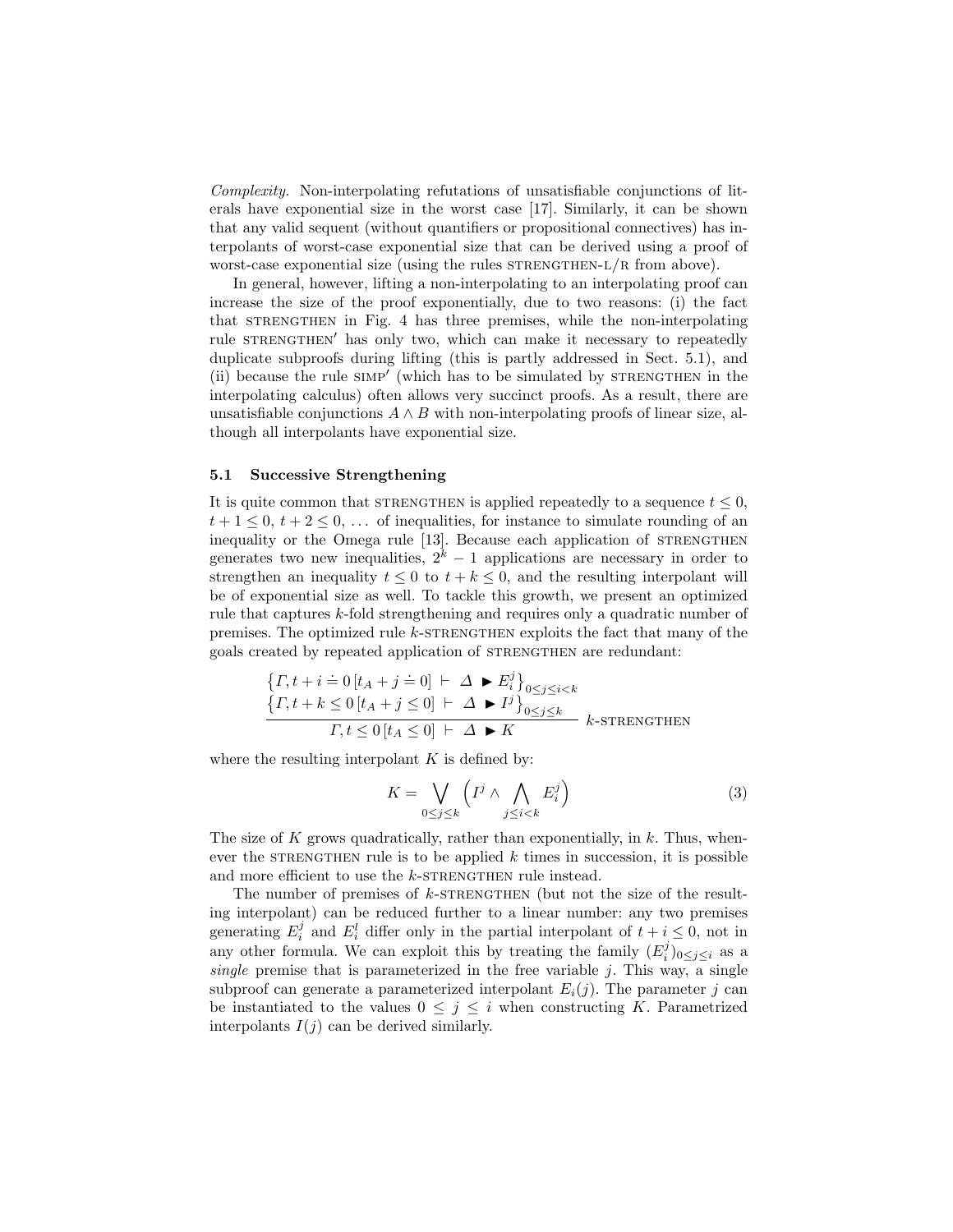*Complexity.* Non-interpolating refutations of unsatisfiable conjunctions of literals have exponential size in the worst case [17]. Similarly, it can be shown that any valid sequent (without quantifiers or propositional connectives) has interpolants of worst-case exponential size that can be derived using a proof of worst-case exponential size (using the rules STRENGTHEN-L/R from above).

In general, however, lifting a non-interpolating to an interpolating proof can increase the size of the proof exponentially, due to two reasons: (i) the fact that STRENGTHEN in Fig. 4 has three premises, while the non-interpolating rule STRENGTHEN′ has only two, which can make it necessary to repeatedly duplicate subproofs during lifting (this is partly addressed in Sect. 5.1), and (ii) because the rule SIMP′ (which has to be simulated by STRENGTHEN in the interpolating calculus) often allows very succinct proofs. As a result, there are unsatisfiable conjunctions $A \wedge B$ with non-interpolating proofs of linear size, although all interpolants have exponential size.

### 5.1 Successive Strengthening

It is quite common that STRENGTHEN is applied repeatedly to a sequence $t \leq 0$, $t+1 \leq 0$, $t+2 \leq 0$, ... of inequalities, for instance to simulate rounding of an inequality or the Omega rule [13]. Because each application of STRENGTHEN generates two new inequalities, $2^k - 1$ applications are necessary in order to strengthen an inequality $t \leq 0$ to $t + k \leq 0$, and the resulting interpolant will be of exponential size as well. To tackle this growth, we present an optimized rule that captures $k$-fold strengthening and requires only a quadratic number of premises. The optimized rule $k$-STRENGTHEN exploits the fact that many of the goals created by repeated application of STRENGTHEN are redundant:

$$\frac{\begin{array}{c}\left\{\Gamma, t+i \doteq 0\,[t_A + j \doteq 0] \;\vdash\; \Delta \;\blacktriangleright E_i^j\right\}_{0 \leq j \leq i < k} \\ \left\{\Gamma, t+k \leq 0\,[t_A + j \leq 0] \;\vdash\; \Delta \;\blacktriangleright I^j\right\}_{0 \leq j \leq k}\end{array}}{\Gamma, t \leq 0\,[t_A \leq 0] \;\vdash\; \Delta \;\blacktriangleright K} \; k\text{-STRENGTHEN}$$

where the resulting interpolant $K$ is defined by:

$$K = \bigvee_{0 \leq j \leq k} \Big( I^j \wedge \bigwedge_{j \leq i < k} E_i^j \Big) \tag{3}$$

The size of $K$ grows quadratically, rather than exponentially, in $k$. Thus, whenever the STRENGTHEN rule is to be applied $k$ times in succession, it is possible and more efficient to use the $k$-STRENGTHEN rule instead.

The number of premises of $k$-STRENGTHEN (but not the size of the resulting interpolant) can be reduced further to a linear number: any two premises generating $E_i^j$ and $E_i^l$ differ only in the partial interpolant of $t + i \leq 0$, not in any other formula. We can exploit this by treating the family $(E_i^j)_{0 \leq j \leq i}$ as a *single* premise that is parameterized in the free variable $j$. This way, a single subproof can generate a parameterized interpolant $E_i(j)$. The parameter $j$ can be instantiated to the values $0 \leq j \leq i$ when constructing $K$. Parametrized interpolants $I(j)$ can be derived similarly.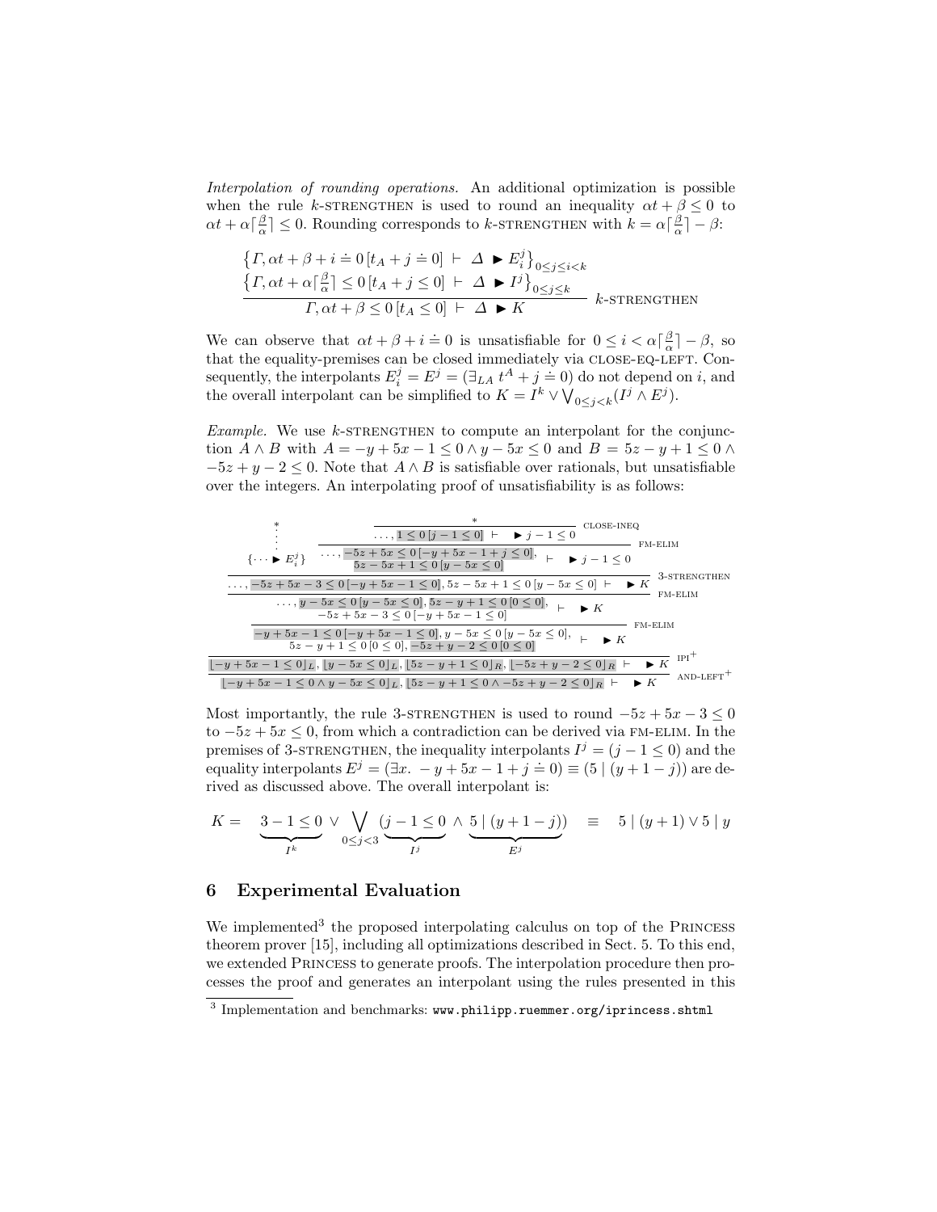*Interpolation of rounding operations.* An additional optimization is possible when the rule $k$-STRENGTHEN is used to round an inequality $\alpha t + \beta \leq 0$ to $\alpha t + \alpha\lceil \frac{\beta}{\alpha} \rceil \leq 0$. Rounding corresponds to $k$-STRENGTHEN with $k = \alpha\lceil \frac{\beta}{\alpha} \rceil - \beta$:

$$\frac{\begin{array}{c}\left\{\Gamma, \alpha t + \beta + i \doteq 0\,[t_A + j \doteq 0] \;\vdash\; \Delta \;\blacktriangleright E_i^j\right\}_{0 \leq j \leq i < k} \\ \left\{\Gamma, \alpha t + \alpha\lceil \frac{\beta}{\alpha} \rceil \leq 0\,[t_A + j \leq 0] \;\vdash\; \Delta \;\blacktriangleright I^j\right\}_{0 \leq j \leq k}\end{array}}{\Gamma, \alpha t + \beta \leq 0\,[t_A \leq 0] \;\vdash\; \Delta \;\blacktriangleright K} \;\; k\text{-STRENGTHEN}$$

We can observe that $\alpha t + \beta + i \doteq 0$ is unsatisfiable for $0 \leq i < \alpha\lceil \frac{\beta}{\alpha} \rceil - \beta$, so that the equality-premises can be closed immediately via CLOSE-EQ-LEFT. Consequently, the interpolants $E_i^j = E^j = (\exists_{LA}\, t^A + j \doteq 0)$ do not depend on $i$, and the overall interpolant can be simplified to $K = I^k \vee \bigvee_{0 \leq j < k}(I^j \wedge E^j)$.

*Example.* We use $k$-STRENGTHEN to compute an interpolant for the conjunction $A \wedge B$ with $A = -y + 5x - 1 \leq 0 \wedge y - 5x \leq 0$ and $B = 5z - y + 1 \leq 0 \wedge -5z + y - 2 \leq 0$. Note that $A \wedge B$ is satisfiable over rationals, but unsatisfiable over the integers. An interpolating proof of unsatisfiability is as follows:

$$\dfrac{\dfrac{\dfrac{\dfrac{\begin{array}{c}*\\ \vdots \\ \{\cdots \blacktriangleright E_i^j\}\end{array} \qquad \dfrac{\dfrac{*}{\ldots, 1 \leq 0\,[j - 1 \leq 0] \;\vdash\; \blacktriangleright j - 1 \leq 0}\;\text{CLOSE-INEQ}}{\begin{array}{l}\ldots, -5z + 5x \leq 0\,[-y + 5x - 1 + j \leq 0], \\ 5z - 5x + 1 \leq 0\,[y - 5x \leq 0]\end{array} \;\vdash\; \blacktriangleright j - 1 \leq 0}\;\text{FM-ELIM}}{\ldots, -5z + 5x - 3 \leq 0\,[-y + 5x - 1 \leq 0], 5z - 5x + 1 \leq 0\,[y - 5x \leq 0] \;\vdash\; \blacktriangleright K}\;\text{3-STRENGTHEN}}{\begin{array}{l}\ldots, y - 5x \leq 0\,[y - 5x \leq 0], 5z - y + 1 \leq 0\,[0 \leq 0], \\ -5z + 5x - 3 \leq 0\,[-y + 5x - 1 \leq 0]\end{array} \;\vdash\; \blacktriangleright K}\;\text{FM-ELIM}}{\begin{array}{l}-y + 5x - 1 \leq 0\,[-y + 5x - 1 \leq 0], y - 5x \leq 0\,[y - 5x \leq 0], \\ 5z - y + 1 \leq 0\,[0 \leq 0], -5z + y - 2 \leq 0\,[0 \leq 0]\end{array} \;\vdash\; \blacktriangleright K}\;\text{FM-ELIM}}{\dfrac{\lfloor -y + 5x - 1 \leq 0 \rfloor_L, \lfloor y - 5x \leq 0 \rfloor_L, \lfloor 5z - y + 1 \leq 0 \rfloor_R, \lfloor -5z + y - 2 \leq 0 \rfloor_R \;\vdash\; \blacktriangleright K}{\lfloor -y + 5x - 1 \leq 0 \wedge y - 5x \leq 0 \rfloor_L, \lfloor 5z - y + 1 \leq 0 \wedge -5z + y - 2 \leq 0 \rfloor_R \;\vdash\; \blacktriangleright K}\;\text{AND-LEFT}^+}\;\text{IPI}^+$$

Most importantly, the rule 3-STRENGTHEN is used to round $-5z + 5x - 3 \leq 0$ to $-5z + 5x \leq 0$, from which a contradiction can be derived via FM-ELIM. In the premises of 3-STRENGTHEN, the inequality interpolants $I^j = (j - 1 \leq 0)$ and the equality interpolants $E^j = (\exists x.\; -y + 5x - 1 + j \doteq 0) \equiv (5 \mid (y + 1 - j))$ are derived as discussed above. The overall interpolant is:

$$K = \underbrace{3 - 1 \leq 0}_{I^k} \vee \bigvee_{0 \leq j < 3} (\underbrace{j - 1 \leq 0}_{I^j} \wedge \underbrace{5 \mid (y + 1 - j)}_{E^j}) \quad \equiv \quad 5 \mid (y + 1) \vee 5 \mid y$$

## 6 Experimental Evaluation

We implemented[3] the proposed interpolating calculus on top of the PRINCESS theorem prover [15], including all optimizations described in Sect. 5. To this end, we extended PRINCESS to generate proofs. The interpolation procedure then processes the proof and generates an interpolant using the rules presented in this

[3] Implementation and benchmarks: `www.philipp.ruemmer.org/iprincess.shtml`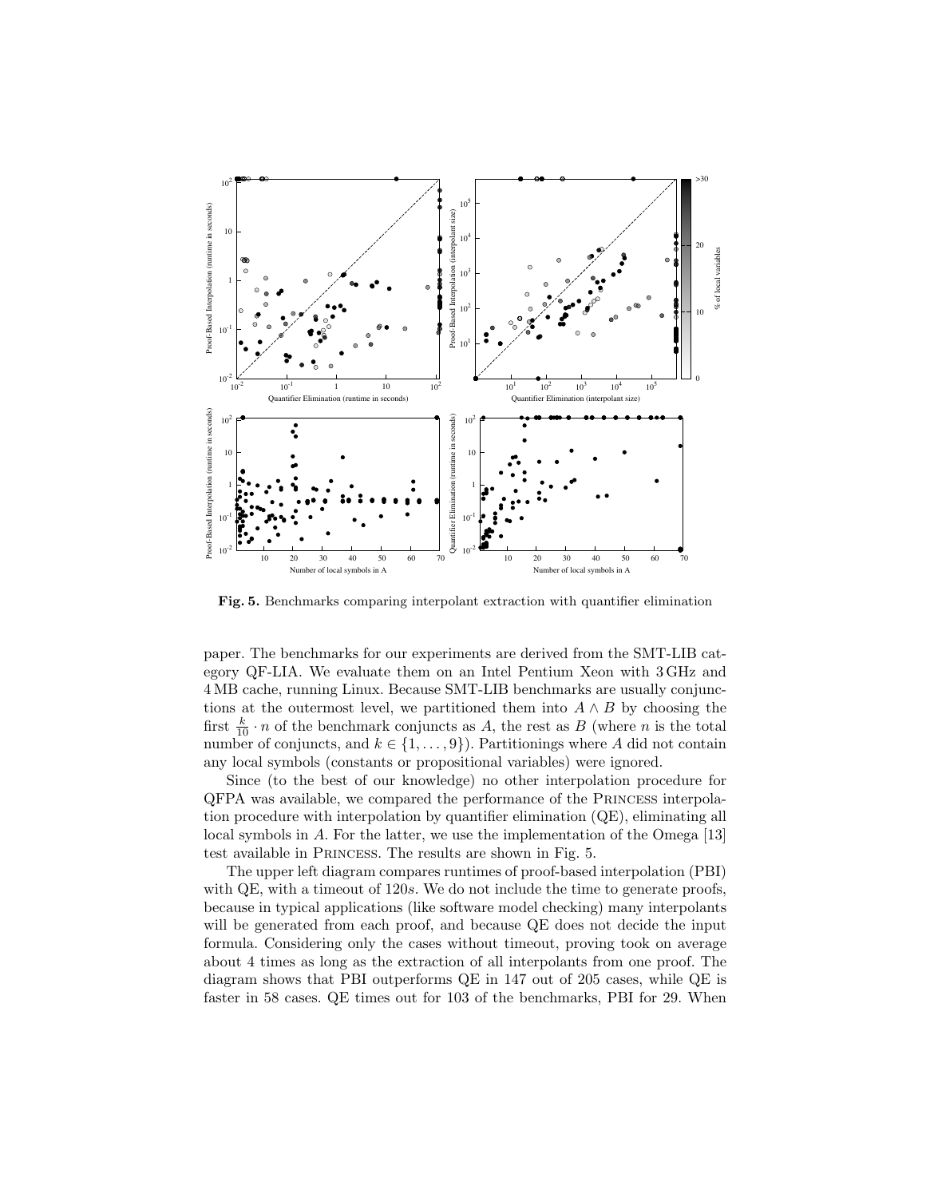**Fig. 5.** Benchmarks comparing interpolant extraction with quantifier elimination

paper. The benchmarks for our experiments are derived from the SMT-LIB category QF-LIA. We evaluate them on an Intel Pentium Xeon with 3 GHz and 4 MB cache, running Linux. Because SMT-LIB benchmarks are usually conjunctions at the outermost level, we partitioned them into $A \wedge B$ by choosing the first $\frac{k}{10} \cdot n$ of the benchmark conjuncts as $A$, the rest as $B$ (where $n$ is the total number of conjuncts, and $k \in \{1, \ldots, 9\}$). Partitionings where $A$ did not contain any local symbols (constants or propositional variables) were ignored.

Since (to the best of our knowledge) no other interpolation procedure for QFPA was available, we compared the performance of the Princess interpolation procedure with interpolation by quantifier elimination (QE), eliminating all local symbols in $A$. For the latter, we use the implementation of the Omega [13] test available in Princess. The results are shown in Fig. 5.

The upper left diagram compares runtimes of proof-based interpolation (PBI) with QE, with a timeout of $120s$. We do not include the time to generate proofs, because in typical applications (like software model checking) many interpolants will be generated from each proof, and because QE does not decide the input formula. Considering only the cases without timeout, proving took on average about 4 times as long as the extraction of all interpolants from one proof. The diagram shows that PBI outperforms QE in 147 out of 205 cases, while QE is faster in 58 cases. QE times out for 103 of the benchmarks, PBI for 29. When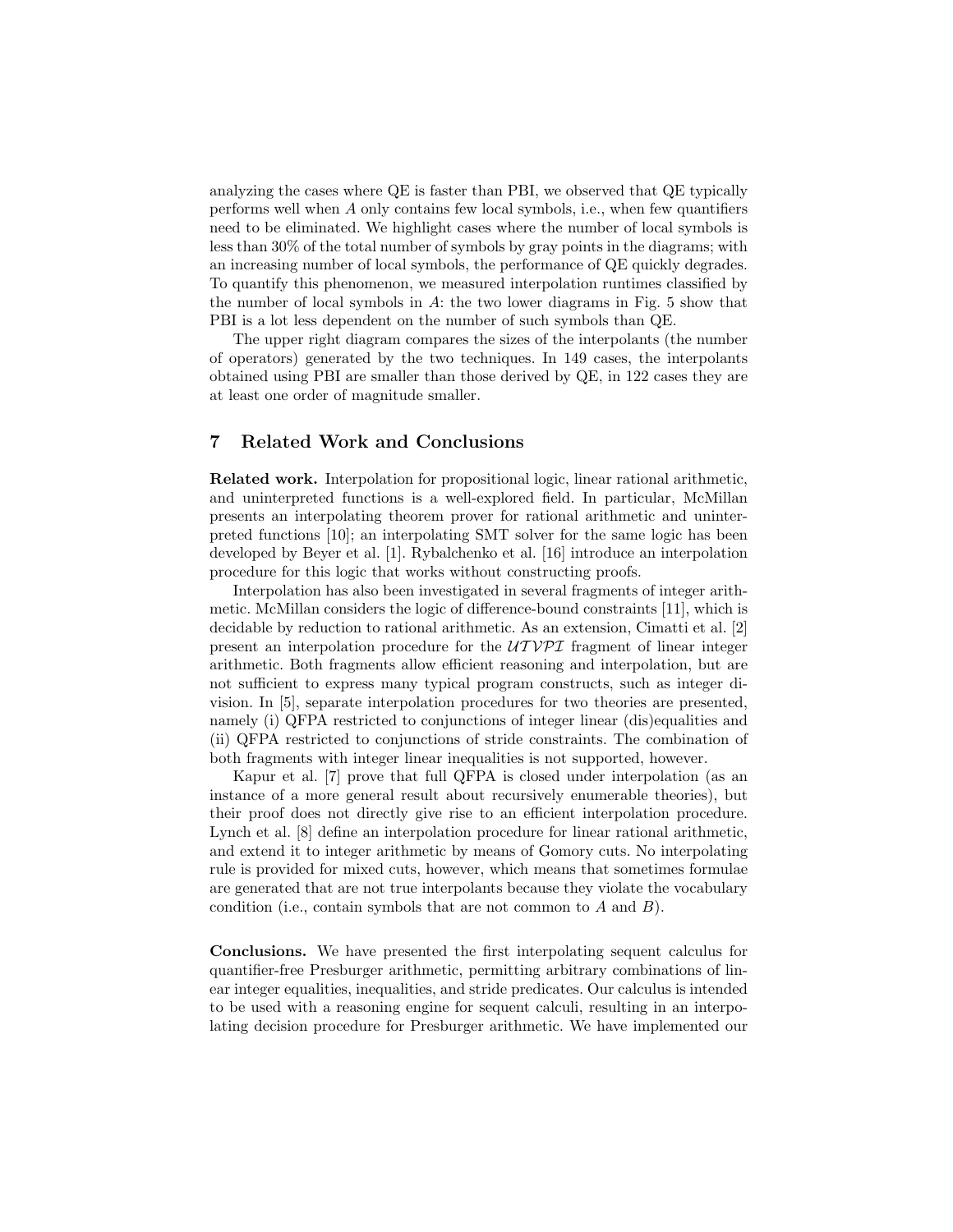analyzing the cases where QE is faster than PBI, we observed that QE typically performs well when $A$ only contains few local symbols, i.e., when few quantifiers need to be eliminated. We highlight cases where the number of local symbols is less than 30% of the total number of symbols by gray points in the diagrams; with an increasing number of local symbols, the performance of QE quickly degrades. To quantify this phenomenon, we measured interpolation runtimes classified by the number of local symbols in $A$: the two lower diagrams in Fig. 5 show that PBI is a lot less dependent on the number of such symbols than QE.

The upper right diagram compares the sizes of the interpolants (the number of operators) generated by the two techniques. In 149 cases, the interpolants obtained using PBI are smaller than those derived by QE, in 122 cases they are at least one order of magnitude smaller.

## 7 Related Work and Conclusions

**Related work.** Interpolation for propositional logic, linear rational arithmetic, and uninterpreted functions is a well-explored field. In particular, McMillan presents an interpolating theorem prover for rational arithmetic and uninterpreted functions [10]; an interpolating SMT solver for the same logic has been developed by Beyer et al. [1]. Rybalchenko et al. [16] introduce an interpolation procedure for this logic that works without constructing proofs.

Interpolation has also been investigated in several fragments of integer arithmetic. McMillan considers the logic of difference-bound constraints [11], which is decidable by reduction to rational arithmetic. As an extension, Cimatti et al. [2] present an interpolation procedure for the $\mathcal{UTVPI}$ fragment of linear integer arithmetic. Both fragments allow efficient reasoning and interpolation, but are not sufficient to express many typical program constructs, such as integer division. In [5], separate interpolation procedures for two theories are presented, namely (i) QFPA restricted to conjunctions of integer linear (dis)equalities and (ii) QFPA restricted to conjunctions of stride constraints. The combination of both fragments with integer linear inequalities is not supported, however.

Kapur et al. [7] prove that full QFPA is closed under interpolation (as an instance of a more general result about recursively enumerable theories), but their proof does not directly give rise to an efficient interpolation procedure. Lynch et al. [8] define an interpolation procedure for linear rational arithmetic, and extend it to integer arithmetic by means of Gomory cuts. No interpolating rule is provided for mixed cuts, however, which means that sometimes formulae are generated that are not true interpolants because they violate the vocabulary condition (i.e., contain symbols that are not common to $A$ and $B$).

**Conclusions.** We have presented the first interpolating sequent calculus for quantifier-free Presburger arithmetic, permitting arbitrary combinations of linear integer equalities, inequalities, and stride predicates. Our calculus is intended to be used with a reasoning engine for sequent calculi, resulting in an interpolating decision procedure for Presburger arithmetic. We have implemented our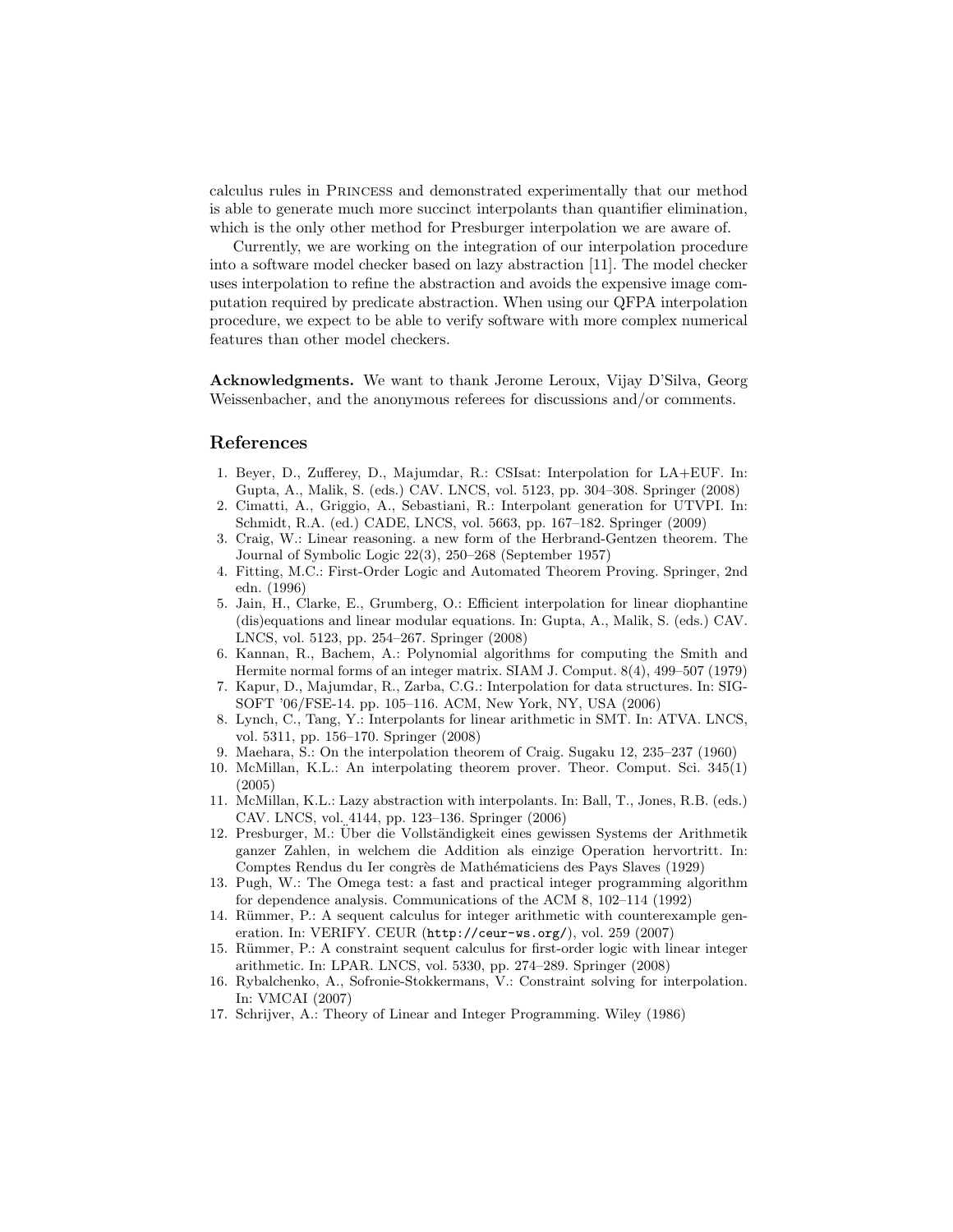calculus rules in Princess and demonstrated experimentally that our method is able to generate much more succinct interpolants than quantifier elimination, which is the only other method for Presburger interpolation we are aware of.

Currently, we are working on the integration of our interpolation procedure into a software model checker based on lazy abstraction [11]. The model checker uses interpolation to refine the abstraction and avoids the expensive image computation required by predicate abstraction. When using our QFPA interpolation procedure, we expect to be able to verify software with more complex numerical features than other model checkers.

**Acknowledgments.** We want to thank Jerome Leroux, Vijay D'Silva, Georg Weissenbacher, and the anonymous referees for discussions and/or comments.

## References

1. Beyer, D., Zufferey, D., Majumdar, R.: CSIsat: Interpolation for LA+EUF. In: Gupta, A., Malik, S. (eds.) CAV. LNCS, vol. 5123, pp. 304–308. Springer (2008)
2. Cimatti, A., Griggio, A., Sebastiani, R.: Interpolant generation for UTVPI. In: Schmidt, R.A. (ed.) CADE, LNCS, vol. 5663, pp. 167–182. Springer (2009)
3. Craig, W.: Linear reasoning. a new form of the Herbrand-Gentzen theorem. The Journal of Symbolic Logic 22(3), 250–268 (September 1957)
4. Fitting, M.C.: First-Order Logic and Automated Theorem Proving. Springer, 2nd edn. (1996)
5. Jain, H., Clarke, E., Grumberg, O.: Efficient interpolation for linear diophantine (dis)equations and linear modular equations. In: Gupta, A., Malik, S. (eds.) CAV. LNCS, vol. 5123, pp. 254–267. Springer (2008)
6. Kannan, R., Bachem, A.: Polynomial algorithms for computing the Smith and Hermite normal forms of an integer matrix. SIAM J. Comput. 8(4), 499–507 (1979)
7. Kapur, D., Majumdar, R., Zarba, C.G.: Interpolation for data structures. In: SIGSOFT '06/FSE-14. pp. 105–116. ACM, New York, NY, USA (2006)
8. Lynch, C., Tang, Y.: Interpolants for linear arithmetic in SMT. In: ATVA. LNCS, vol. 5311, pp. 156–170. Springer (2008)
9. Maehara, S.: On the interpolation theorem of Craig. Sugaku 12, 235–237 (1960)
10. McMillan, K.L.: An interpolating theorem prover. Theor. Comput. Sci. 345(1) (2005)
11. McMillan, K.L.: Lazy abstraction with interpolants. In: Ball, T., Jones, R.B. (eds.) CAV. LNCS, vol. 4144, pp. 123–136. Springer (2006)
12. Presburger, M.: Über die Vollständigkeit eines gewissen Systems der Arithmetik ganzer Zahlen, in welchem die Addition als einzige Operation hervortritt. In: Comptes Rendus du Ier congrès de Mathématiciens des Pays Slaves (1929)
13. Pugh, W.: The Omega test: a fast and practical integer programming algorithm for dependence analysis. Communications of the ACM 8, 102–114 (1992)
14. Rümmer, P.: A sequent calculus for integer arithmetic with counterexample generation. In: VERIFY. CEUR (http://ceur-ws.org/), vol. 259 (2007)
15. Rümmer, P.: A constraint sequent calculus for first-order logic with linear integer arithmetic. In: LPAR. LNCS, vol. 5330, pp. 274–289. Springer (2008)
16. Rybalchenko, A., Sofronie-Stokkermans, V.: Constraint solving for interpolation. In: VMCAI (2007)
17. Schrijver, A.: Theory of Linear and Integer Programming. Wiley (1986)